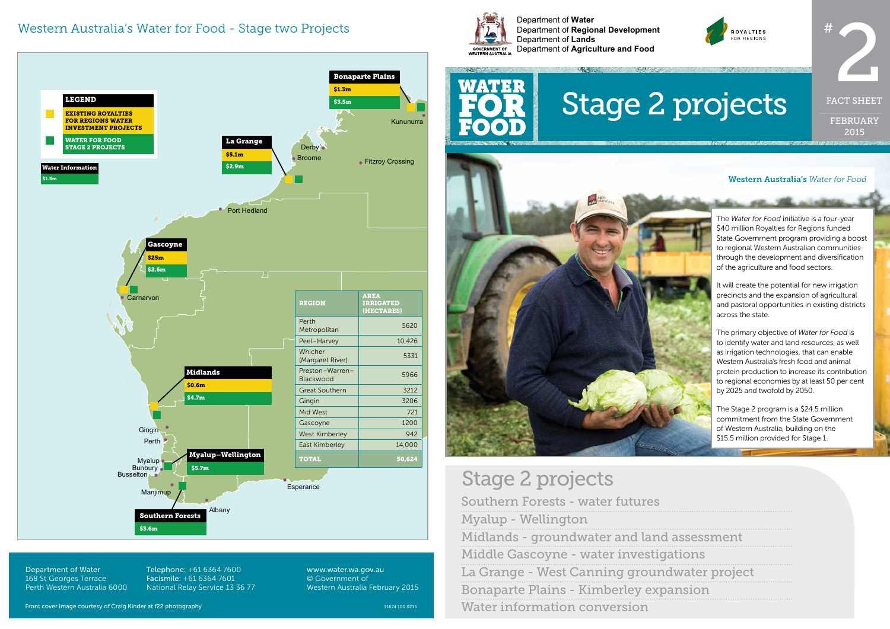# Western Australia's Water for Food - Stage two Projects

**LEGEND**

- EXISTING ROYALTIES FOR REGIONS WATER INVESTMENT PROJECTS
- WATER FOR FOOD STAGE 2 PROJECTS

**Water Information**
$1.5m

**Bonaparte Plains**
$1.3m
$3.5m

**La Grange**
$5.1m
$2.9m

**Gascoyne**
$25m
$2.6m

**Midlands**
$0.6m
$4.7m

**Myalup–Wellington**
$5.7m

**Southern Forests**
$3.6m

Kununurra, Derby, Broome, Fitzroy Crossing, Port Hedland, Carnarvon, Gingin, Perth, Myalup, Bunbury, Busselton, Manjimup, Albany, Esperance

| REGION | AREA IRRIGATED (HECTARES) |
|---|---|
| Perth Metropolitan | 5620 |
| Peel–Harvey | 10,426 |
| Whicher (Margaret River) | 5331 |
| Preston–Warren–Blackwood | 5966 |
| Great Southern | 3212 |
| Gingin | 3206 |
| Mid West | 721 |
| Gascoyne | 1200 |
| West Kimberley | 942 |
| East Kimberley | 14,000 |
| **TOTAL** | **50,624** |

Department of Water
168 St Georges Terrace
Perth Western Australia 6000

Telephone: +61 6364 7600
Facsimile: +61 6364 7601
National Relay Service 13 36 77

www.water.wa.gov.au
© Government of Western Australia February 2015

Front cover image courtesy of Craig Kinder at f22 photography

11674 100 0215

Department of **Water**
Department of **Regional Development**
Department of **Lands**
Department of **Agriculture and Food**

ROYALTIES FOR REGIONS

#2 FACT SHEET
FEBRUARY 2015

# WATER FOR FOOD — Stage 2 projects

**Western Australia's *Water for Food***

The *Water for Food* initiative is a four-year $40 million Royalties for Regions funded State Government program providing a boost to regional Western Australian communities through the development and diversification of the agriculture and food sectors.

It will create the potential for new irrigation precincts and the expansion of agricultural and pastoral opportunities in existing districts across the state.

The primary objective of *Water for Food* is to identify water and land resources, as well as irrigation technologies, that can enable Western Australia's fresh food and animal protein production to increase its contribution to regional economies by at least 50 per cent by 2025 and twofold by 2050.

The Stage 2 program is a $24.5 million commitment from the State Government of Western Australia, building on the $15.5 million provided for Stage 1.

## Stage 2 projects

- Southern Forests - water futures
- Myalup - Wellington
- Midlands - groundwater and land assessment
- Middle Gascoyne - water investigations
- La Grange - West Canning groundwater project
- Bonaparte Plains - Kimberley expansion
- Water information conversion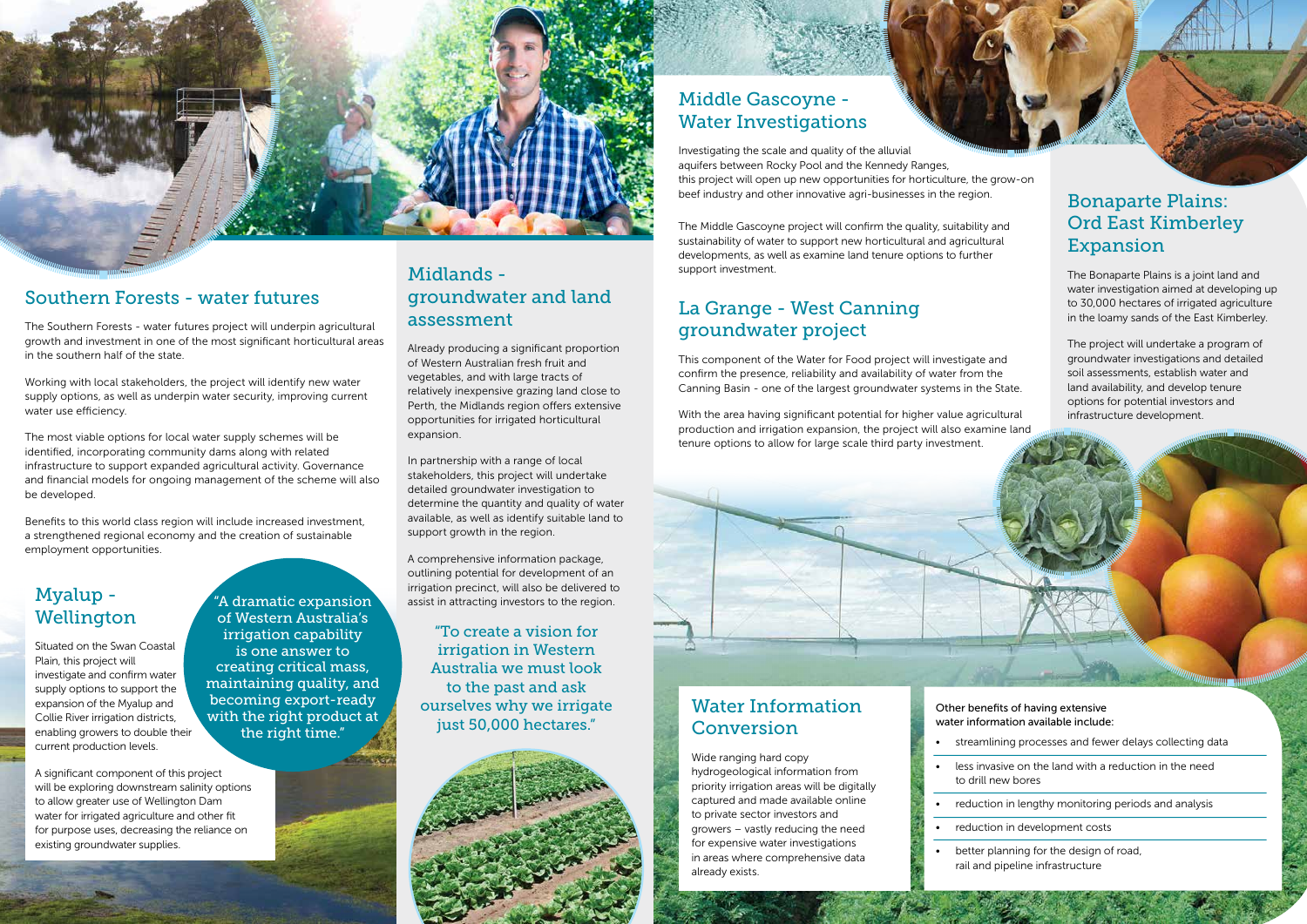## Southern Forests - water futures

The Southern Forests - water futures project will underpin agricultural growth and investment in one of the most significant horticultural areas in the southern half of the state.

Working with local stakeholders, the project will identify new water supply options, as well as underpin water security, improving current water use efficiency.

The most viable options for local water supply schemes will be identified, incorporating community dams along with related infrastructure to support expanded agricultural activity. Governance and financial models for ongoing management of the scheme will also be developed.

Benefits to this world class region will include increased investment, a strengthened regional economy and the creation of sustainable employment opportunities.

## Myalup - Wellington

Situated on the Swan Coastal Plain, this project will investigate and confirm water supply options to support the expansion of the Myalup and Collie River irrigation districts, enabling growers to double their current production levels.

A significant component of this project will be exploring downstream salinity options to allow greater use of Wellington Dam water for irrigated agriculture and other fit for purpose uses, decreasing the reliance on existing groundwater supplies.

"A dramatic expansion of Western Australia's irrigation capability is one answer to creating critical mass, maintaining quality, and becoming export-ready with the right product at the right time."

## Midlands - groundwater and land assessment

Already producing a significant proportion of Western Australian fresh fruit and vegetables, and with large tracts of relatively inexpensive grazing land close to Perth, the Midlands region offers extensive opportunities for irrigated horticultural expansion.

In partnership with a range of local stakeholders, this project will undertake detailed groundwater investigation to determine the quantity and quality of water available, as well as identify suitable land to support growth in the region.

A comprehensive information package, outlining potential for development of an irrigation precinct, will also be delivered to assist in attracting investors to the region.

"To create a vision for irrigation in Western Australia we must look to the past and ask ourselves why we irrigate just 50,000 hectares."

## Middle Gascoyne - Water Investigations

Investigating the scale and quality of the alluvial aquifers between Rocky Pool and the Kennedy Ranges, this project will open up new opportunities for horticulture, the grow-on beef industry and other innovative agri-businesses in the region.

The Middle Gascoyne project will confirm the quality, suitability and sustainability of water to support new horticultural and agricultural developments, as well as examine land tenure options to further support investment.

## La Grange - West Canning groundwater project

This component of the Water for Food project will investigate and confirm the presence, reliability and availability of water from the Canning Basin - one of the largest groundwater systems in the State.

With the area having significant potential for higher value agricultural production and irrigation expansion, the project will also examine land tenure options to allow for large scale third party investment.

## Bonaparte Plains: Ord East Kimberley Expansion

The Bonaparte Plains is a joint land and water investigation aimed at developing up to 30,000 hectares of irrigated agriculture in the loamy sands of the East Kimberley.

The project will undertake a program of groundwater investigations and detailed soil assessments, establish water and land availability, and develop tenure options for potential investors and infrastructure development.

## Water Information Conversion

Wide ranging hard copy hydrogeological information from priority irrigation areas will be digitally captured and made available online to private sector investors and growers – vastly reducing the need for expensive water investigations in areas where comprehensive data already exists.

Other benefits of having extensive water information available include:

- streamlining processes and fewer delays collecting data
- less invasive on the land with a reduction in the need to drill new bores
- reduction in lengthy monitoring periods and analysis
- reduction in development costs
- better planning for the design of road, rail and pipeline infrastructure